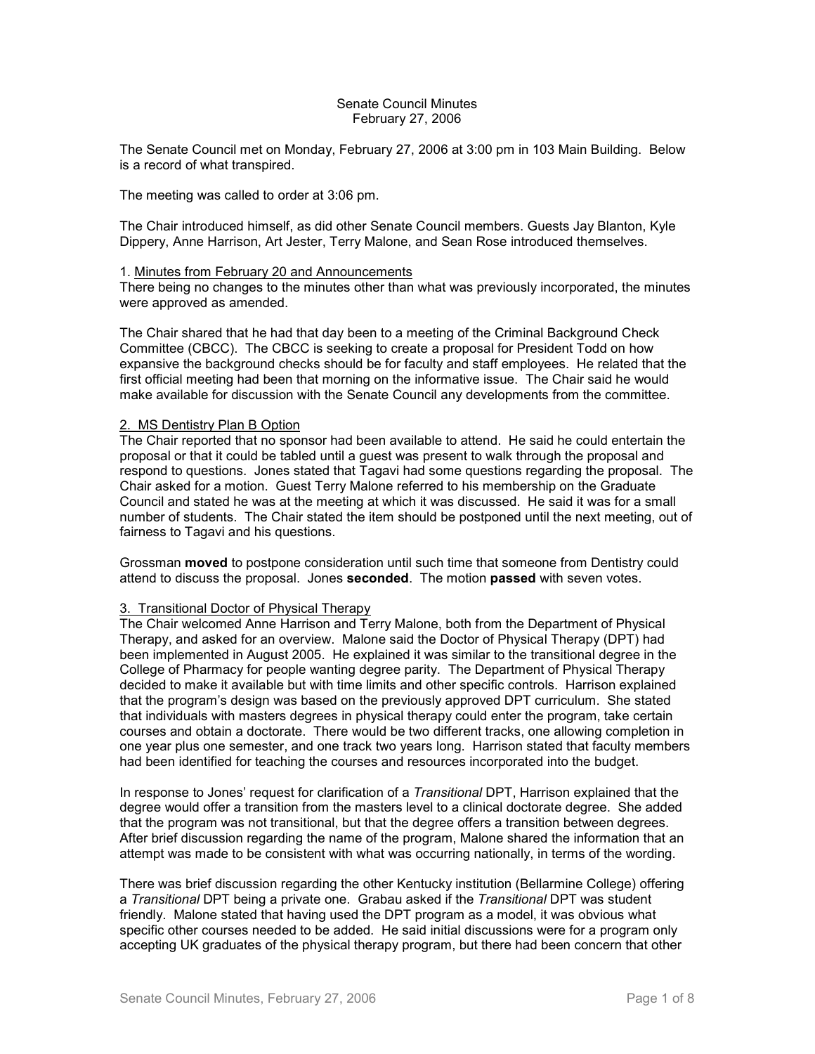Senate Council Minutes
February 27, 2006

The Senate Council met on Monday, February 27, 2006 at 3:00 pm in 103 Main Building. Below is a record of what transpired.

The meeting was called to order at 3:06 pm.

The Chair introduced himself, as did other Senate Council members. Guests Jay Blanton, Kyle Dippery, Anne Harrison, Art Jester, Terry Malone, and Sean Rose introduced themselves.

1. Minutes from February 20 and Announcements
There being no changes to the minutes other than what was previously incorporated, the minutes were approved as amended.

The Chair shared that he had that day been to a meeting of the Criminal Background Check Committee (CBCC). The CBCC is seeking to create a proposal for President Todd on how expansive the background checks should be for faculty and staff employees. He related that the first official meeting had been that morning on the informative issue. The Chair said he would make available for discussion with the Senate Council any developments from the committee.

2. MS Dentistry Plan B Option
The Chair reported that no sponsor had been available to attend. He said he could entertain the proposal or that it could be tabled until a guest was present to walk through the proposal and respond to questions. Jones stated that Tagavi had some questions regarding the proposal. The Chair asked for a motion. Guest Terry Malone referred to his membership on the Graduate Council and stated he was at the meeting at which it was discussed. He said it was for a small number of students. The Chair stated the item should be postponed until the next meeting, out of fairness to Tagavi and his questions.

Grossman **moved** to postpone consideration until such time that someone from Dentistry could attend to discuss the proposal. Jones **seconded**. The motion **passed** with seven votes.

3. Transitional Doctor of Physical Therapy
The Chair welcomed Anne Harrison and Terry Malone, both from the Department of Physical Therapy, and asked for an overview. Malone said the Doctor of Physical Therapy (DPT) had been implemented in August 2005. He explained it was similar to the transitional degree in the College of Pharmacy for people wanting degree parity. The Department of Physical Therapy decided to make it available but with time limits and other specific controls. Harrison explained that the program's design was based on the previously approved DPT curriculum. She stated that individuals with masters degrees in physical therapy could enter the program, take certain courses and obtain a doctorate. There would be two different tracks, one allowing completion in one year plus one semester, and one track two years long. Harrison stated that faculty members had been identified for teaching the courses and resources incorporated into the budget.

In response to Jones' request for clarification of a *Transitional* DPT, Harrison explained that the degree would offer a transition from the masters level to a clinical doctorate degree. She added that the program was not transitional, but that the degree offers a transition between degrees. After brief discussion regarding the name of the program, Malone shared the information that an attempt was made to be consistent with what was occurring nationally, in terms of the wording.

There was brief discussion regarding the other Kentucky institution (Bellarmine College) offering a *Transitional* DPT being a private one. Grabau asked if the *Transitional* DPT was student friendly. Malone stated that having used the DPT program as a model, it was obvious what specific other courses needed to be added. He said initial discussions were for a program only accepting UK graduates of the physical therapy program, but there had been concern that other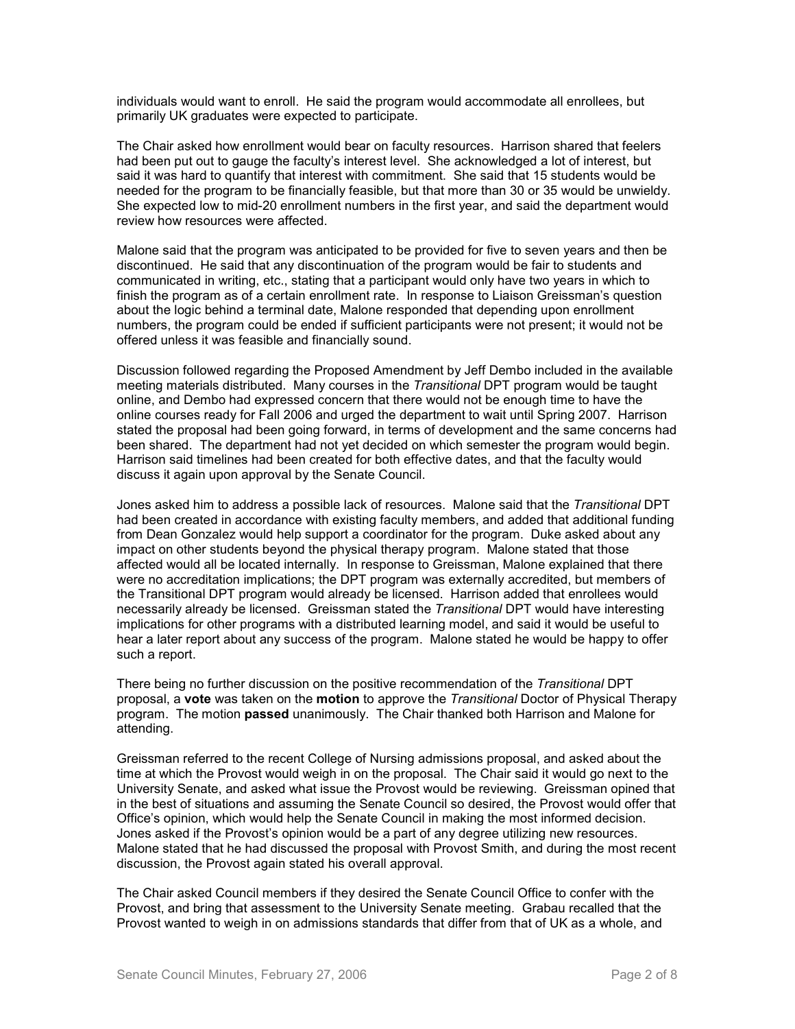individuals would want to enroll. He said the program would accommodate all enrollees, but primarily UK graduates were expected to participate.

The Chair asked how enrollment would bear on faculty resources. Harrison shared that feelers had been put out to gauge the faculty's interest level. She acknowledged a lot of interest, but said it was hard to quantify that interest with commitment. She said that 15 students would be needed for the program to be financially feasible, but that more than 30 or 35 would be unwieldy. She expected low to mid-20 enrollment numbers in the first year, and said the department would review how resources were affected.

Malone said that the program was anticipated to be provided for five to seven years and then be discontinued. He said that any discontinuation of the program would be fair to students and communicated in writing, etc., stating that a participant would only have two years in which to finish the program as of a certain enrollment rate. In response to Liaison Greissman's question about the logic behind a terminal date, Malone responded that depending upon enrollment numbers, the program could be ended if sufficient participants were not present; it would not be offered unless it was feasible and financially sound.

Discussion followed regarding the Proposed Amendment by Jeff Dembo included in the available meeting materials distributed. Many courses in the *Transitional* DPT program would be taught online, and Dembo had expressed concern that there would not be enough time to have the online courses ready for Fall 2006 and urged the department to wait until Spring 2007. Harrison stated the proposal had been going forward, in terms of development and the same concerns had been shared. The department had not yet decided on which semester the program would begin. Harrison said timelines had been created for both effective dates, and that the faculty would discuss it again upon approval by the Senate Council.

Jones asked him to address a possible lack of resources. Malone said that the *Transitional* DPT had been created in accordance with existing faculty members, and added that additional funding from Dean Gonzalez would help support a coordinator for the program. Duke asked about any impact on other students beyond the physical therapy program. Malone stated that those affected would all be located internally. In response to Greissman, Malone explained that there were no accreditation implications; the DPT program was externally accredited, but members of the Transitional DPT program would already be licensed. Harrison added that enrollees would necessarily already be licensed. Greissman stated the *Transitional* DPT would have interesting implications for other programs with a distributed learning model, and said it would be useful to hear a later report about any success of the program. Malone stated he would be happy to offer such a report.

There being no further discussion on the positive recommendation of the *Transitional* DPT proposal, a **vote** was taken on the **motion** to approve the *Transitional* Doctor of Physical Therapy program. The motion **passed** unanimously. The Chair thanked both Harrison and Malone for attending.

Greissman referred to the recent College of Nursing admissions proposal, and asked about the time at which the Provost would weigh in on the proposal. The Chair said it would go next to the University Senate, and asked what issue the Provost would be reviewing. Greissman opined that in the best of situations and assuming the Senate Council so desired, the Provost would offer that Office's opinion, which would help the Senate Council in making the most informed decision. Jones asked if the Provost's opinion would be a part of any degree utilizing new resources. Malone stated that he had discussed the proposal with Provost Smith, and during the most recent discussion, the Provost again stated his overall approval.

The Chair asked Council members if they desired the Senate Council Office to confer with the Provost, and bring that assessment to the University Senate meeting. Grabau recalled that the Provost wanted to weigh in on admissions standards that differ from that of UK as a whole, and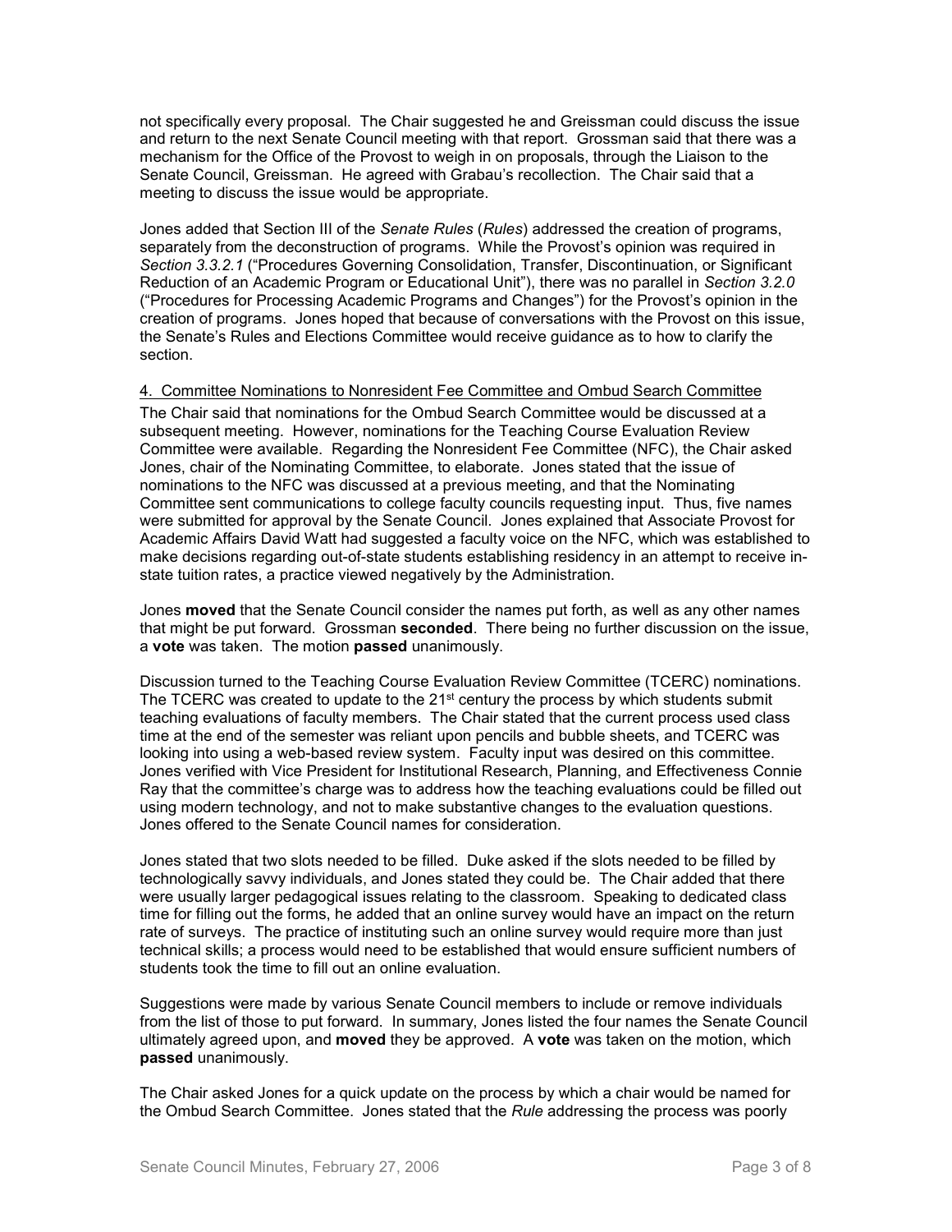not specifically every proposal. The Chair suggested he and Greissman could discuss the issue and return to the next Senate Council meeting with that report. Grossman said that there was a mechanism for the Office of the Provost to weigh in on proposals, through the Liaison to the Senate Council, Greissman. He agreed with Grabau's recollection. The Chair said that a meeting to discuss the issue would be appropriate.

Jones added that Section III of the *Senate Rules* (*Rules*) addressed the creation of programs, separately from the deconstruction of programs. While the Provost's opinion was required in *Section 3.3.2.1* ("Procedures Governing Consolidation, Transfer, Discontinuation, or Significant Reduction of an Academic Program or Educational Unit"), there was no parallel in *Section 3.2.0* ("Procedures for Processing Academic Programs and Changes") for the Provost's opinion in the creation of programs. Jones hoped that because of conversations with the Provost on this issue, the Senate's Rules and Elections Committee would receive guidance as to how to clarify the section.

4. Committee Nominations to Nonresident Fee Committee and Ombud Search Committee

The Chair said that nominations for the Ombud Search Committee would be discussed at a subsequent meeting. However, nominations for the Teaching Course Evaluation Review Committee were available. Regarding the Nonresident Fee Committee (NFC), the Chair asked Jones, chair of the Nominating Committee, to elaborate. Jones stated that the issue of nominations to the NFC was discussed at a previous meeting, and that the Nominating Committee sent communications to college faculty councils requesting input. Thus, five names were submitted for approval by the Senate Council. Jones explained that Associate Provost for Academic Affairs David Watt had suggested a faculty voice on the NFC, which was established to make decisions regarding out-of-state students establishing residency in an attempt to receive in-state tuition rates, a practice viewed negatively by the Administration.

Jones **moved** that the Senate Council consider the names put forth, as well as any other names that might be put forward. Grossman **seconded**. There being no further discussion on the issue, a **vote** was taken. The motion **passed** unanimously.

Discussion turned to the Teaching Course Evaluation Review Committee (TCERC) nominations. The TCERC was created to update to the 21st century the process by which students submit teaching evaluations of faculty members. The Chair stated that the current process used class time at the end of the semester was reliant upon pencils and bubble sheets, and TCERC was looking into using a web-based review system. Faculty input was desired on this committee. Jones verified with Vice President for Institutional Research, Planning, and Effectiveness Connie Ray that the committee's charge was to address how the teaching evaluations could be filled out using modern technology, and not to make substantive changes to the evaluation questions. Jones offered to the Senate Council names for consideration.

Jones stated that two slots needed to be filled. Duke asked if the slots needed to be filled by technologically savvy individuals, and Jones stated they could be. The Chair added that there were usually larger pedagogical issues relating to the classroom. Speaking to dedicated class time for filling out the forms, he added that an online survey would have an impact on the return rate of surveys. The practice of instituting such an online survey would require more than just technical skills; a process would need to be established that would ensure sufficient numbers of students took the time to fill out an online evaluation.

Suggestions were made by various Senate Council members to include or remove individuals from the list of those to put forward. In summary, Jones listed the four names the Senate Council ultimately agreed upon, and **moved** they be approved. A **vote** was taken on the motion, which **passed** unanimously.

The Chair asked Jones for a quick update on the process by which a chair would be named for the Ombud Search Committee. Jones stated that the *Rule* addressing the process was poorly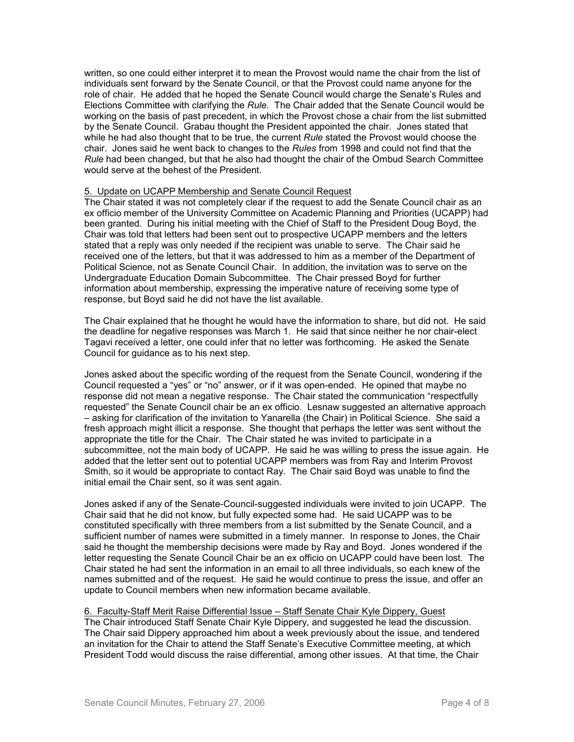written, so one could either interpret it to mean the Provost would name the chair from the list of individuals sent forward by the Senate Council, or that the Provost could name anyone for the role of chair. He added that he hoped the Senate Council would charge the Senate's Rules and Elections Committee with clarifying the *Rule*. The Chair added that the Senate Council would be working on the basis of past precedent, in which the Provost chose a chair from the list submitted by the Senate Council. Grabau thought the President appointed the chair. Jones stated that while he had also thought that to be true, the current *Rule* stated the Provost would choose the chair. Jones said he went back to changes to the *Rules* from 1998 and could not find that the *Rule* had been changed, but that he also had thought the chair of the Ombud Search Committee would serve at the behest of the President.

5. Update on UCAPP Membership and Senate Council Request

The Chair stated it was not completely clear if the request to add the Senate Council chair as an ex officio member of the University Committee on Academic Planning and Priorities (UCAPP) had been granted. During his initial meeting with the Chief of Staff to the President Doug Boyd, the Chair was told that letters had been sent out to prospective UCAPP members and the letters stated that a reply was only needed if the recipient was unable to serve. The Chair said he received one of the letters, but that it was addressed to him as a member of the Department of Political Science, not as Senate Council Chair. In addition, the invitation was to serve on the Undergraduate Education Domain Subcommittee. The Chair pressed Boyd for further information about membership, expressing the imperative nature of receiving some type of response, but Boyd said he did not have the list available.

The Chair explained that he thought he would have the information to share, but did not. He said the deadline for negative responses was March 1. He said that since neither he nor chair-elect Tagavi received a letter, one could infer that no letter was forthcoming. He asked the Senate Council for guidance as to his next step.

Jones asked about the specific wording of the request from the Senate Council, wondering if the Council requested a "yes" or "no" answer, or if it was open-ended. He opined that maybe no response did not mean a negative response. The Chair stated the communication "respectfully requested" the Senate Council chair be an ex officio. Lesnaw suggested an alternative approach – asking for clarification of the invitation to Yanarella (the Chair) in Political Science. She said a fresh approach might illicit a response. She thought that perhaps the letter was sent without the appropriate the title for the Chair. The Chair stated he was invited to participate in a subcommittee, not the main body of UCAPP. He said he was willing to press the issue again. He added that the letter sent out to potential UCAPP members was from Ray and Interim Provost Smith, so it would be appropriate to contact Ray. The Chair said Boyd was unable to find the initial email the Chair sent, so it was sent again.

Jones asked if any of the Senate-Council-suggested individuals were invited to join UCAPP. The Chair said that he did not know, but fully expected some had. He said UCAPP was to be constituted specifically with three members from a list submitted by the Senate Council, and a sufficient number of names were submitted in a timely manner. In response to Jones, the Chair said he thought the membership decisions were made by Ray and Boyd. Jones wondered if the letter requesting the Senate Council Chair be an ex officio on UCAPP could have been lost. The Chair stated he had sent the information in an email to all three individuals, so each knew of the names submitted and of the request. He said he would continue to press the issue, and offer an update to Council members when new information became available.

6. Faculty-Staff Merit Raise Differential Issue – Staff Senate Chair Kyle Dippery, Guest

The Chair introduced Staff Senate Chair Kyle Dippery, and suggested he lead the discussion. The Chair said Dippery approached him about a week previously about the issue, and tendered an invitation for the Chair to attend the Staff Senate's Executive Committee meeting, at which President Todd would discuss the raise differential, among other issues. At that time, the Chair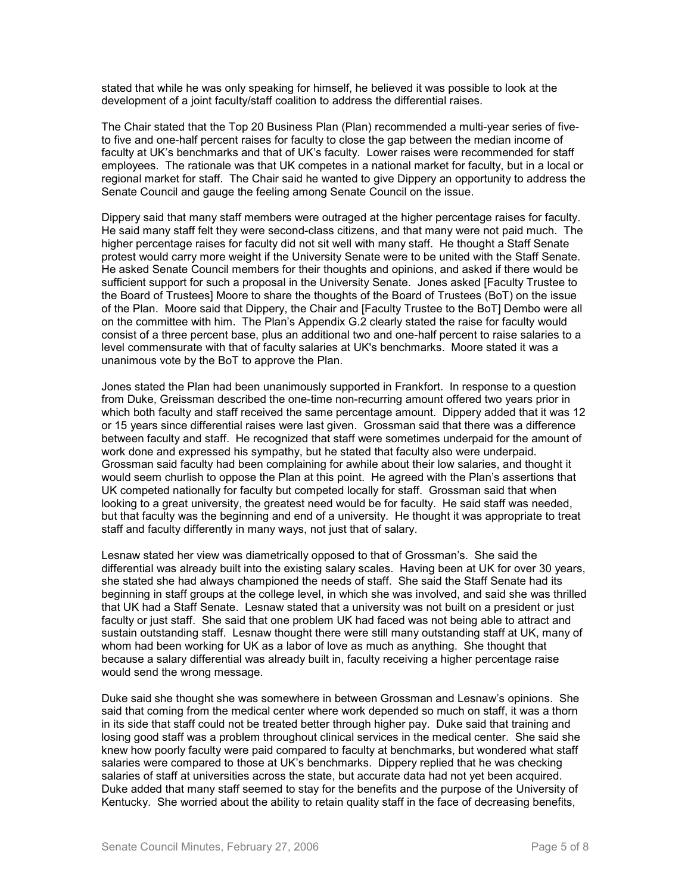stated that while he was only speaking for himself, he believed it was possible to look at the development of a joint faculty/staff coalition to address the differential raises.

The Chair stated that the Top 20 Business Plan (Plan) recommended a multi-year series of five- to five and one-half percent raises for faculty to close the gap between the median income of faculty at UK's benchmarks and that of UK's faculty. Lower raises were recommended for staff employees. The rationale was that UK competes in a national market for faculty, but in a local or regional market for staff. The Chair said he wanted to give Dippery an opportunity to address the Senate Council and gauge the feeling among Senate Council on the issue.

Dippery said that many staff members were outraged at the higher percentage raises for faculty. He said many staff felt they were second-class citizens, and that many were not paid much. The higher percentage raises for faculty did not sit well with many staff. He thought a Staff Senate protest would carry more weight if the University Senate were to be united with the Staff Senate. He asked Senate Council members for their thoughts and opinions, and asked if there would be sufficient support for such a proposal in the University Senate. Jones asked [Faculty Trustee to the Board of Trustees] Moore to share the thoughts of the Board of Trustees (BoT) on the issue of the Plan. Moore said that Dippery, the Chair and [Faculty Trustee to the BoT] Dembo were all on the committee with him. The Plan's Appendix G.2 clearly stated the raise for faculty would consist of a three percent base, plus an additional two and one-half percent to raise salaries to a level commensurate with that of faculty salaries at UK's benchmarks. Moore stated it was a unanimous vote by the BoT to approve the Plan.

Jones stated the Plan had been unanimously supported in Frankfort. In response to a question from Duke, Greissman described the one-time non-recurring amount offered two years prior in which both faculty and staff received the same percentage amount. Dippery added that it was 12 or 15 years since differential raises were last given. Grossman said that there was a difference between faculty and staff. He recognized that staff were sometimes underpaid for the amount of work done and expressed his sympathy, but he stated that faculty also were underpaid. Grossman said faculty had been complaining for awhile about their low salaries, and thought it would seem churlish to oppose the Plan at this point. He agreed with the Plan's assertions that UK competed nationally for faculty but competed locally for staff. Grossman said that when looking to a great university, the greatest need would be for faculty. He said staff was needed, but that faculty was the beginning and end of a university. He thought it was appropriate to treat staff and faculty differently in many ways, not just that of salary.

Lesnaw stated her view was diametrically opposed to that of Grossman's. She said the differential was already built into the existing salary scales. Having been at UK for over 30 years, she stated she had always championed the needs of staff. She said the Staff Senate had its beginning in staff groups at the college level, in which she was involved, and said she was thrilled that UK had a Staff Senate. Lesnaw stated that a university was not built on a president or just faculty or just staff. She said that one problem UK had faced was not being able to attract and sustain outstanding staff. Lesnaw thought there were still many outstanding staff at UK, many of whom had been working for UK as a labor of love as much as anything. She thought that because a salary differential was already built in, faculty receiving a higher percentage raise would send the wrong message.

Duke said she thought she was somewhere in between Grossman and Lesnaw's opinions. She said that coming from the medical center where work depended so much on staff, it was a thorn in its side that staff could not be treated better through higher pay. Duke said that training and losing good staff was a problem throughout clinical services in the medical center. She said she knew how poorly faculty were paid compared to faculty at benchmarks, but wondered what staff salaries were compared to those at UK's benchmarks. Dippery replied that he was checking salaries of staff at universities across the state, but accurate data had not yet been acquired. Duke added that many staff seemed to stay for the benefits and the purpose of the University of Kentucky. She worried about the ability to retain quality staff in the face of decreasing benefits,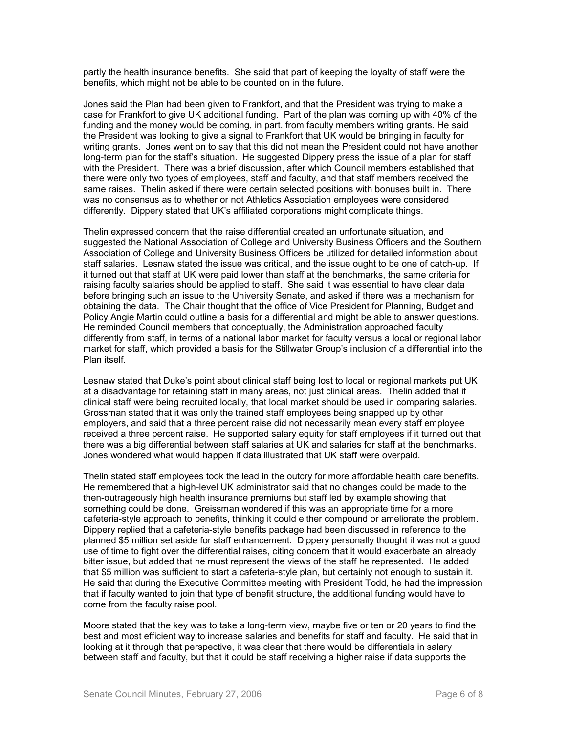partly the health insurance benefits. She said that part of keeping the loyalty of staff were the benefits, which might not be able to be counted on in the future.

Jones said the Plan had been given to Frankfort, and that the President was trying to make a case for Frankfort to give UK additional funding. Part of the plan was coming up with 40% of the funding and the money would be coming, in part, from faculty members writing grants. He said the President was looking to give a signal to Frankfort that UK would be bringing in faculty for writing grants. Jones went on to say that this did not mean the President could not have another long-term plan for the staff's situation. He suggested Dippery press the issue of a plan for staff with the President. There was a brief discussion, after which Council members established that there were only two types of employees, staff and faculty, and that staff members received the same raises. Thelin asked if there were certain selected positions with bonuses built in. There was no consensus as to whether or not Athletics Association employees were considered differently. Dippery stated that UK's affiliated corporations might complicate things.

Thelin expressed concern that the raise differential created an unfortunate situation, and suggested the National Association of College and University Business Officers and the Southern Association of College and University Business Officers be utilized for detailed information about staff salaries. Lesnaw stated the issue was critical, and the issue ought to be one of catch-up. If it turned out that staff at UK were paid lower than staff at the benchmarks, the same criteria for raising faculty salaries should be applied to staff. She said it was essential to have clear data before bringing such an issue to the University Senate, and asked if there was a mechanism for obtaining the data. The Chair thought that the office of Vice President for Planning, Budget and Policy Angie Martin could outline a basis for a differential and might be able to answer questions. He reminded Council members that conceptually, the Administration approached faculty differently from staff, in terms of a national labor market for faculty versus a local or regional labor market for staff, which provided a basis for the Stillwater Group's inclusion of a differential into the Plan itself.

Lesnaw stated that Duke's point about clinical staff being lost to local or regional markets put UK at a disadvantage for retaining staff in many areas, not just clinical areas. Thelin added that if clinical staff were being recruited locally, that local market should be used in comparing salaries. Grossman stated that it was only the trained staff employees being snapped up by other employers, and said that a three percent raise did not necessarily mean every staff employee received a three percent raise. He supported salary equity for staff employees if it turned out that there was a big differential between staff salaries at UK and salaries for staff at the benchmarks. Jones wondered what would happen if data illustrated that UK staff were overpaid.

Thelin stated staff employees took the lead in the outcry for more affordable health care benefits. He remembered that a high-level UK administrator said that no changes could be made to the then-outrageously high health insurance premiums but staff led by example showing that something could be done. Greissman wondered if this was an appropriate time for a more cafeteria-style approach to benefits, thinking it could either compound or ameliorate the problem. Dippery replied that a cafeteria-style benefits package had been discussed in reference to the planned $5 million set aside for staff enhancement. Dippery personally thought it was not a good use of time to fight over the differential raises, citing concern that it would exacerbate an already bitter issue, but added that he must represent the views of the staff he represented. He added that $5 million was sufficient to start a cafeteria-style plan, but certainly not enough to sustain it. He said that during the Executive Committee meeting with President Todd, he had the impression that if faculty wanted to join that type of benefit structure, the additional funding would have to come from the faculty raise pool.

Moore stated that the key was to take a long-term view, maybe five or ten or 20 years to find the best and most efficient way to increase salaries and benefits for staff and faculty. He said that in looking at it through that perspective, it was clear that there would be differentials in salary between staff and faculty, but that it could be staff receiving a higher raise if data supports the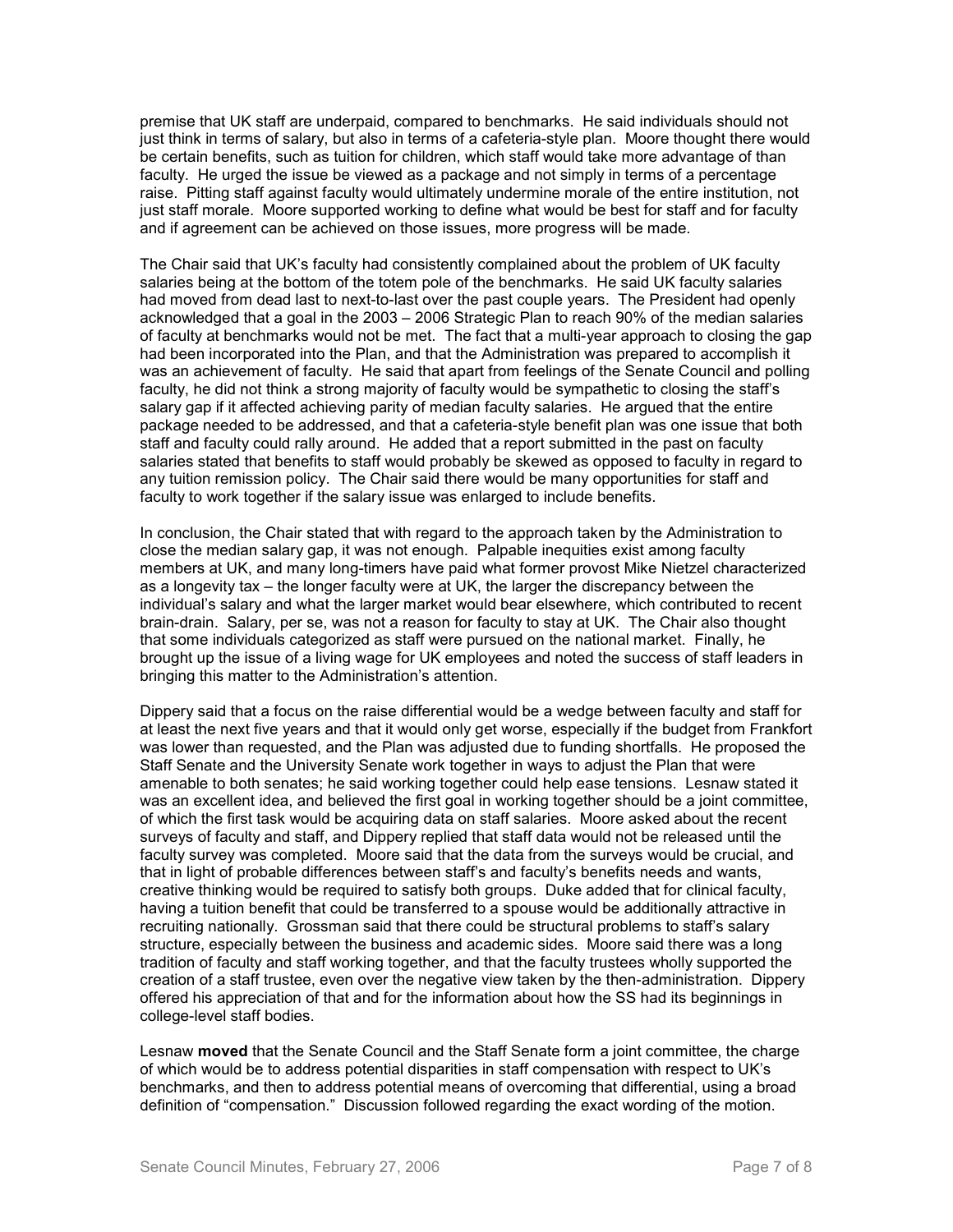premise that UK staff are underpaid, compared to benchmarks. He said individuals should not just think in terms of salary, but also in terms of a cafeteria-style plan. Moore thought there would be certain benefits, such as tuition for children, which staff would take more advantage of than faculty. He urged the issue be viewed as a package and not simply in terms of a percentage raise. Pitting staff against faculty would ultimately undermine morale of the entire institution, not just staff morale. Moore supported working to define what would be best for staff and for faculty and if agreement can be achieved on those issues, more progress will be made.

The Chair said that UK's faculty had consistently complained about the problem of UK faculty salaries being at the bottom of the totem pole of the benchmarks. He said UK faculty salaries had moved from dead last to next-to-last over the past couple years. The President had openly acknowledged that a goal in the 2003 – 2006 Strategic Plan to reach 90% of the median salaries of faculty at benchmarks would not be met. The fact that a multi-year approach to closing the gap had been incorporated into the Plan, and that the Administration was prepared to accomplish it was an achievement of faculty. He said that apart from feelings of the Senate Council and polling faculty, he did not think a strong majority of faculty would be sympathetic to closing the staff's salary gap if it affected achieving parity of median faculty salaries. He argued that the entire package needed to be addressed, and that a cafeteria-style benefit plan was one issue that both staff and faculty could rally around. He added that a report submitted in the past on faculty salaries stated that benefits to staff would probably be skewed as opposed to faculty in regard to any tuition remission policy. The Chair said there would be many opportunities for staff and faculty to work together if the salary issue was enlarged to include benefits.

In conclusion, the Chair stated that with regard to the approach taken by the Administration to close the median salary gap, it was not enough. Palpable inequities exist among faculty members at UK, and many long-timers have paid what former provost Mike Nietzel characterized as a longevity tax – the longer faculty were at UK, the larger the discrepancy between the individual's salary and what the larger market would bear elsewhere, which contributed to recent brain-drain. Salary, per se, was not a reason for faculty to stay at UK. The Chair also thought that some individuals categorized as staff were pursued on the national market. Finally, he brought up the issue of a living wage for UK employees and noted the success of staff leaders in bringing this matter to the Administration's attention.

Dippery said that a focus on the raise differential would be a wedge between faculty and staff for at least the next five years and that it would only get worse, especially if the budget from Frankfort was lower than requested, and the Plan was adjusted due to funding shortfalls. He proposed the Staff Senate and the University Senate work together in ways to adjust the Plan that were amenable to both senates; he said working together could help ease tensions. Lesnaw stated it was an excellent idea, and believed the first goal in working together should be a joint committee, of which the first task would be acquiring data on staff salaries. Moore asked about the recent surveys of faculty and staff, and Dippery replied that staff data would not be released until the faculty survey was completed. Moore said that the data from the surveys would be crucial, and that in light of probable differences between staff's and faculty's benefits needs and wants, creative thinking would be required to satisfy both groups. Duke added that for clinical faculty, having a tuition benefit that could be transferred to a spouse would be additionally attractive in recruiting nationally. Grossman said that there could be structural problems to staff's salary structure, especially between the business and academic sides. Moore said there was a long tradition of faculty and staff working together, and that the faculty trustees wholly supported the creation of a staff trustee, even over the negative view taken by the then-administration. Dippery offered his appreciation of that and for the information about how the SS had its beginnings in college-level staff bodies.

Lesnaw **moved** that the Senate Council and the Staff Senate form a joint committee, the charge of which would be to address potential disparities in staff compensation with respect to UK's benchmarks, and then to address potential means of overcoming that differential, using a broad definition of "compensation." Discussion followed regarding the exact wording of the motion.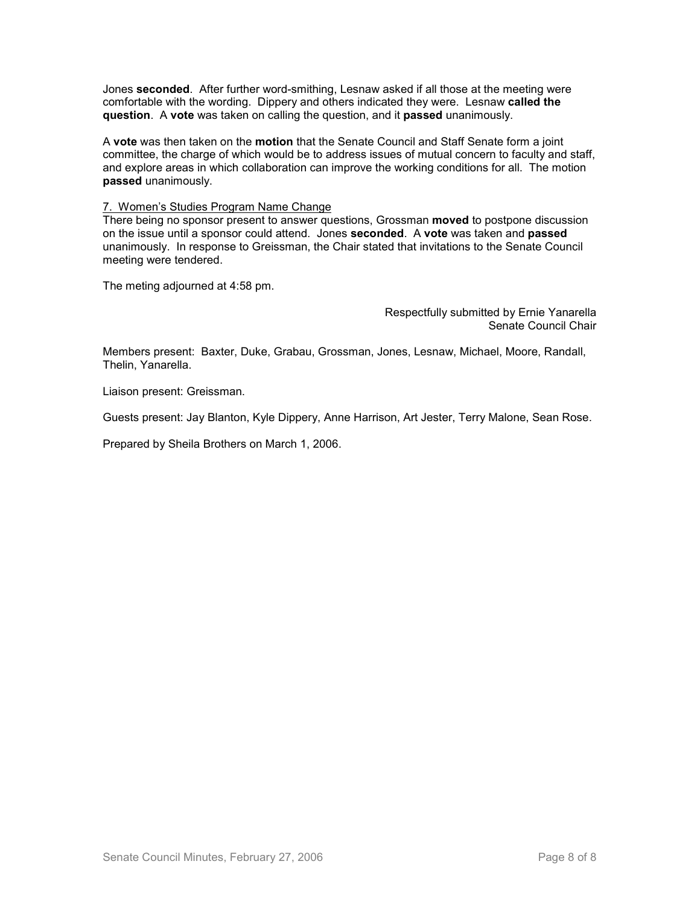Jones **seconded**. After further word-smithing, Lesnaw asked if all those at the meeting were comfortable with the wording. Dippery and others indicated they were. Lesnaw **called the question**. A **vote** was taken on calling the question, and it **passed** unanimously.

A **vote** was then taken on the **motion** that the Senate Council and Staff Senate form a joint committee, the charge of which would be to address issues of mutual concern to faculty and staff, and explore areas in which collaboration can improve the working conditions for all. The motion **passed** unanimously.

7. Women's Studies Program Name Change

There being no sponsor present to answer questions, Grossman **moved** to postpone discussion on the issue until a sponsor could attend. Jones **seconded**. A **vote** was taken and **passed** unanimously. In response to Greissman, the Chair stated that invitations to the Senate Council meeting were tendered.

The meting adjourned at 4:58 pm.

Respectfully submitted by Ernie Yanarella
Senate Council Chair

Members present: Baxter, Duke, Grabau, Grossman, Jones, Lesnaw, Michael, Moore, Randall, Thelin, Yanarella.

Liaison present: Greissman.

Guests present: Jay Blanton, Kyle Dippery, Anne Harrison, Art Jester, Terry Malone, Sean Rose.

Prepared by Sheila Brothers on March 1, 2006.